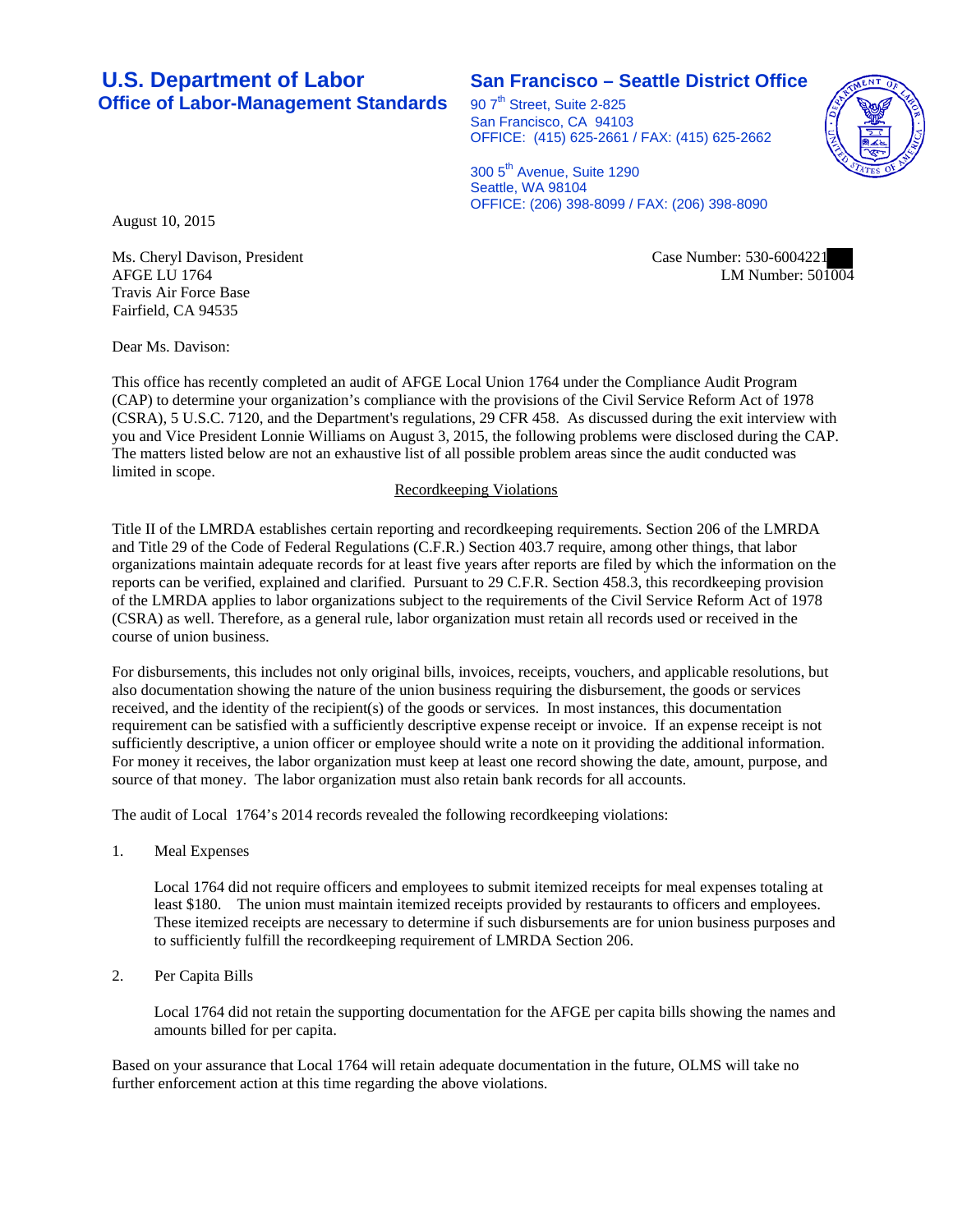**U.S. Department of Labor**
**Office of Labor-Management Standards**

**San Francisco – Seattle District Office**
90 7th Street, Suite 2-825
San Francisco, CA 94103
OFFICE: (415) 625-2661 / FAX: (415) 625-2662

300 5th Avenue, Suite 1290
Seattle, WA 98104
OFFICE: (206) 398-8099 / FAX: (206) 398-8090

August 10, 2015

Ms. Cheryl Davison, President
AFGE LU 1764
Travis Air Force Base
Fairfield, CA 94535

Case Number: 530-6004221
LM Number: 501004

Dear Ms. Davison:

This office has recently completed an audit of AFGE Local Union 1764 under the Compliance Audit Program (CAP) to determine your organization's compliance with the provisions of the Civil Service Reform Act of 1978 (CSRA), 5 U.S.C. 7120, and the Department's regulations, 29 CFR 458. As discussed during the exit interview with you and Vice President Lonnie Williams on August 3, 2015, the following problems were disclosed during the CAP. The matters listed below are not an exhaustive list of all possible problem areas since the audit conducted was limited in scope.

Recordkeeping Violations

Title II of the LMRDA establishes certain reporting and recordkeeping requirements. Section 206 of the LMRDA and Title 29 of the Code of Federal Regulations (C.F.R.) Section 403.7 require, among other things, that labor organizations maintain adequate records for at least five years after reports are filed by which the information on the reports can be verified, explained and clarified. Pursuant to 29 C.F.R. Section 458.3, this recordkeeping provision of the LMRDA applies to labor organizations subject to the requirements of the Civil Service Reform Act of 1978 (CSRA) as well. Therefore, as a general rule, labor organization must retain all records used or received in the course of union business.

For disbursements, this includes not only original bills, invoices, receipts, vouchers, and applicable resolutions, but also documentation showing the nature of the union business requiring the disbursement, the goods or services received, and the identity of the recipient(s) of the goods or services. In most instances, this documentation requirement can be satisfied with a sufficiently descriptive expense receipt or invoice. If an expense receipt is not sufficiently descriptive, a union officer or employee should write a note on it providing the additional information. For money it receives, the labor organization must keep at least one record showing the date, amount, purpose, and source of that money. The labor organization must also retain bank records for all accounts.

The audit of Local 1764's 2014 records revealed the following recordkeeping violations:

1. Meal Expenses

   Local 1764 did not require officers and employees to submit itemized receipts for meal expenses totaling at least $180. The union must maintain itemized receipts provided by restaurants to officers and employees. These itemized receipts are necessary to determine if such disbursements are for union business purposes and to sufficiently fulfill the recordkeeping requirement of LMRDA Section 206.

2. Per Capita Bills

   Local 1764 did not retain the supporting documentation for the AFGE per capita bills showing the names and amounts billed for per capita.

Based on your assurance that Local 1764 will retain adequate documentation in the future, OLMS will take no further enforcement action at this time regarding the above violations.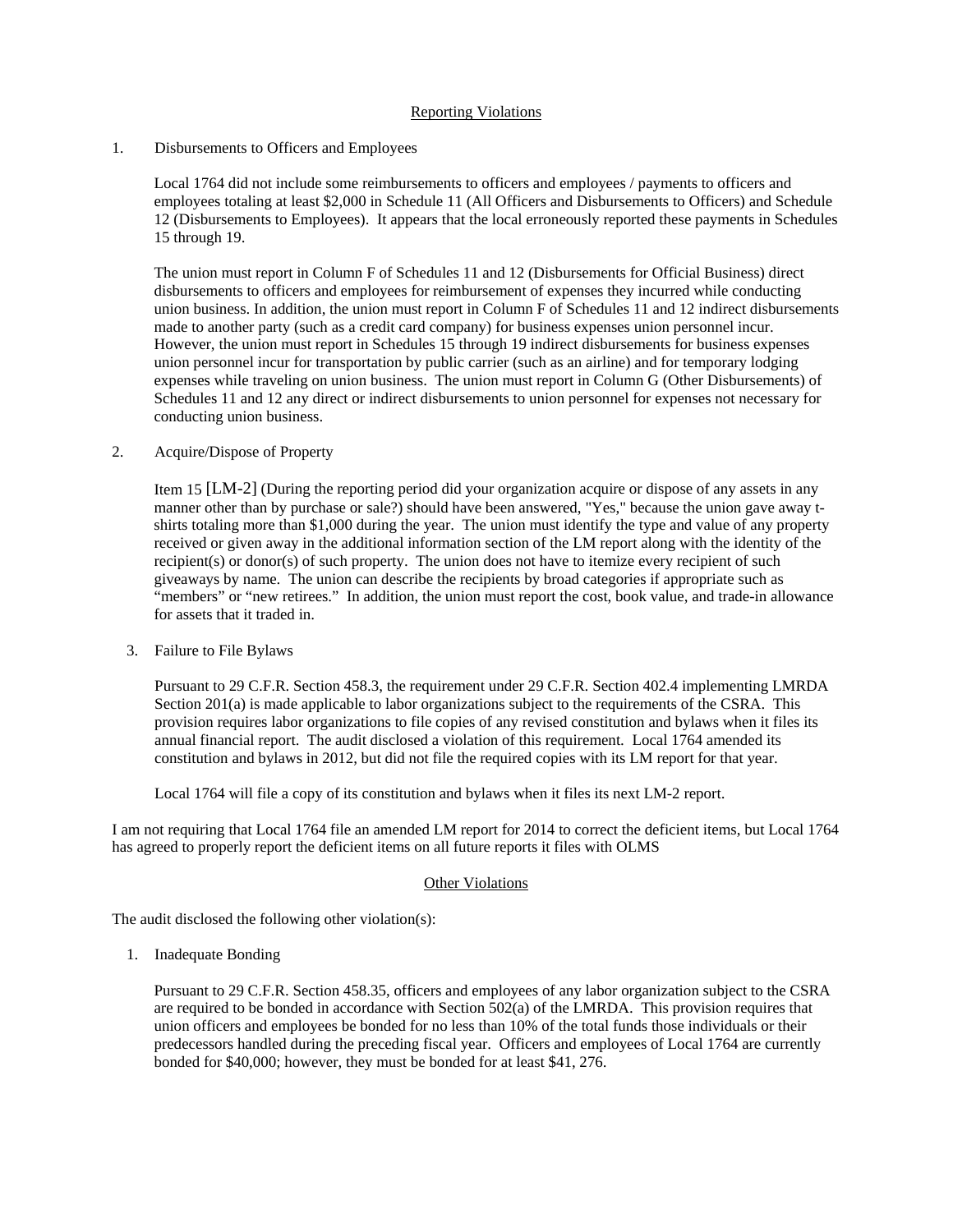## Reporting Violations

1. Disbursements to Officers and Employees

   Local 1764 did not include some reimbursements to officers and employees / payments to officers and employees totaling at least $2,000 in Schedule 11 (All Officers and Disbursements to Officers) and Schedule 12 (Disbursements to Employees). It appears that the local erroneously reported these payments in Schedules 15 through 19.

   The union must report in Column F of Schedules 11 and 12 (Disbursements for Official Business) direct disbursements to officers and employees for reimbursement of expenses they incurred while conducting union business. In addition, the union must report in Column F of Schedules 11 and 12 indirect disbursements made to another party (such as a credit card company) for business expenses union personnel incur. However, the union must report in Schedules 15 through 19 indirect disbursements for business expenses union personnel incur for transportation by public carrier (such as an airline) and for temporary lodging expenses while traveling on union business. The union must report in Column G (Other Disbursements) of Schedules 11 and 12 any direct or indirect disbursements to union personnel for expenses not necessary for conducting union business.

2. Acquire/Dispose of Property

   Item 15 [LM-2] (During the reporting period did your organization acquire or dispose of any assets in any manner other than by purchase or sale?) should have been answered, "Yes," because the union gave away t-shirts totaling more than $1,000 during the year. The union must identify the type and value of any property received or given away in the additional information section of the LM report along with the identity of the recipient(s) or donor(s) of such property. The union does not have to itemize every recipient of such giveaways by name. The union can describe the recipients by broad categories if appropriate such as "members" or "new retirees." In addition, the union must report the cost, book value, and trade-in allowance for assets that it traded in.

3. Failure to File Bylaws

   Pursuant to 29 C.F.R. Section 458.3, the requirement under 29 C.F.R. Section 402.4 implementing LMRDA Section 201(a) is made applicable to labor organizations subject to the requirements of the CSRA. This provision requires labor organizations to file copies of any revised constitution and bylaws when it files its annual financial report. The audit disclosed a violation of this requirement. Local 1764 amended its constitution and bylaws in 2012, but did not file the required copies with its LM report for that year.

   Local 1764 will file a copy of its constitution and bylaws when it files its next LM-2 report.

I am not requiring that Local 1764 file an amended LM report for 2014 to correct the deficient items, but Local 1764 has agreed to properly report the deficient items on all future reports it files with OLMS

## Other Violations

The audit disclosed the following other violation(s):

1. Inadequate Bonding

   Pursuant to 29 C.F.R. Section 458.35, officers and employees of any labor organization subject to the CSRA are required to be bonded in accordance with Section 502(a) of the LMRDA. This provision requires that union officers and employees be bonded for no less than 10% of the total funds those individuals or their predecessors handled during the preceding fiscal year. Officers and employees of Local 1764 are currently bonded for $40,000; however, they must be bonded for at least $41, 276.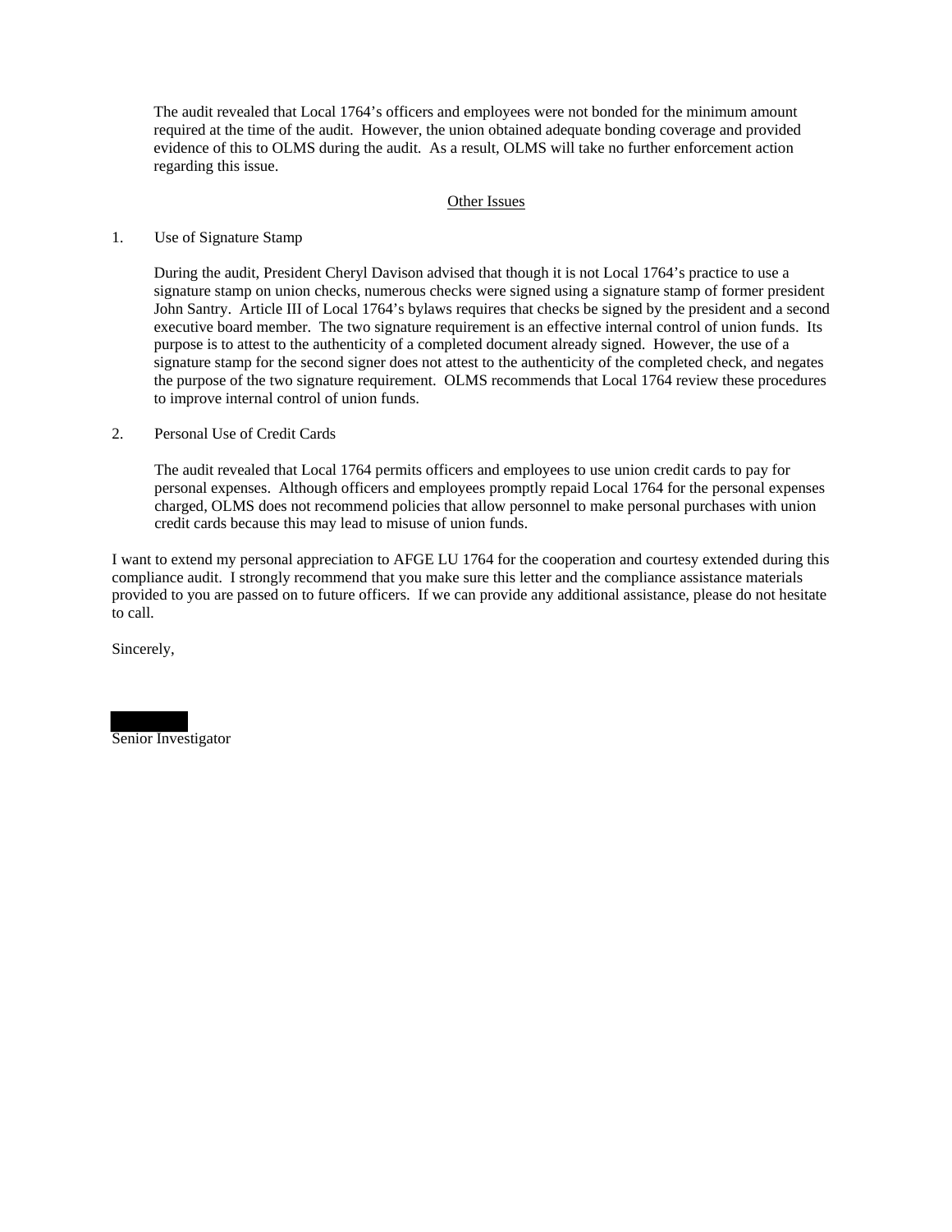The audit revealed that Local 1764's officers and employees were not bonded for the minimum amount required at the time of the audit. However, the union obtained adequate bonding coverage and provided evidence of this to OLMS during the audit. As a result, OLMS will take no further enforcement action regarding this issue.

<u>Other Issues</u>

1. Use of Signature Stamp

During the audit, President Cheryl Davison advised that though it is not Local 1764's practice to use a signature stamp on union checks, numerous checks were signed using a signature stamp of former president John Santry. Article III of Local 1764's bylaws requires that checks be signed by the president and a second executive board member. The two signature requirement is an effective internal control of union funds. Its purpose is to attest to the authenticity of a completed document already signed. However, the use of a signature stamp for the second signer does not attest to the authenticity of the completed check, and negates the purpose of the two signature requirement. OLMS recommends that Local 1764 review these procedures to improve internal control of union funds.

2. Personal Use of Credit Cards

The audit revealed that Local 1764 permits officers and employees to use union credit cards to pay for personal expenses. Although officers and employees promptly repaid Local 1764 for the personal expenses charged, OLMS does not recommend policies that allow personnel to make personal purchases with union credit cards because this may lead to misuse of union funds.

I want to extend my personal appreciation to AFGE LU 1764 for the cooperation and courtesy extended during this compliance audit. I strongly recommend that you make sure this letter and the compliance assistance materials provided to you are passed on to future officers. If we can provide any additional assistance, please do not hesitate to call.

Sincerely,

Senior Investigator